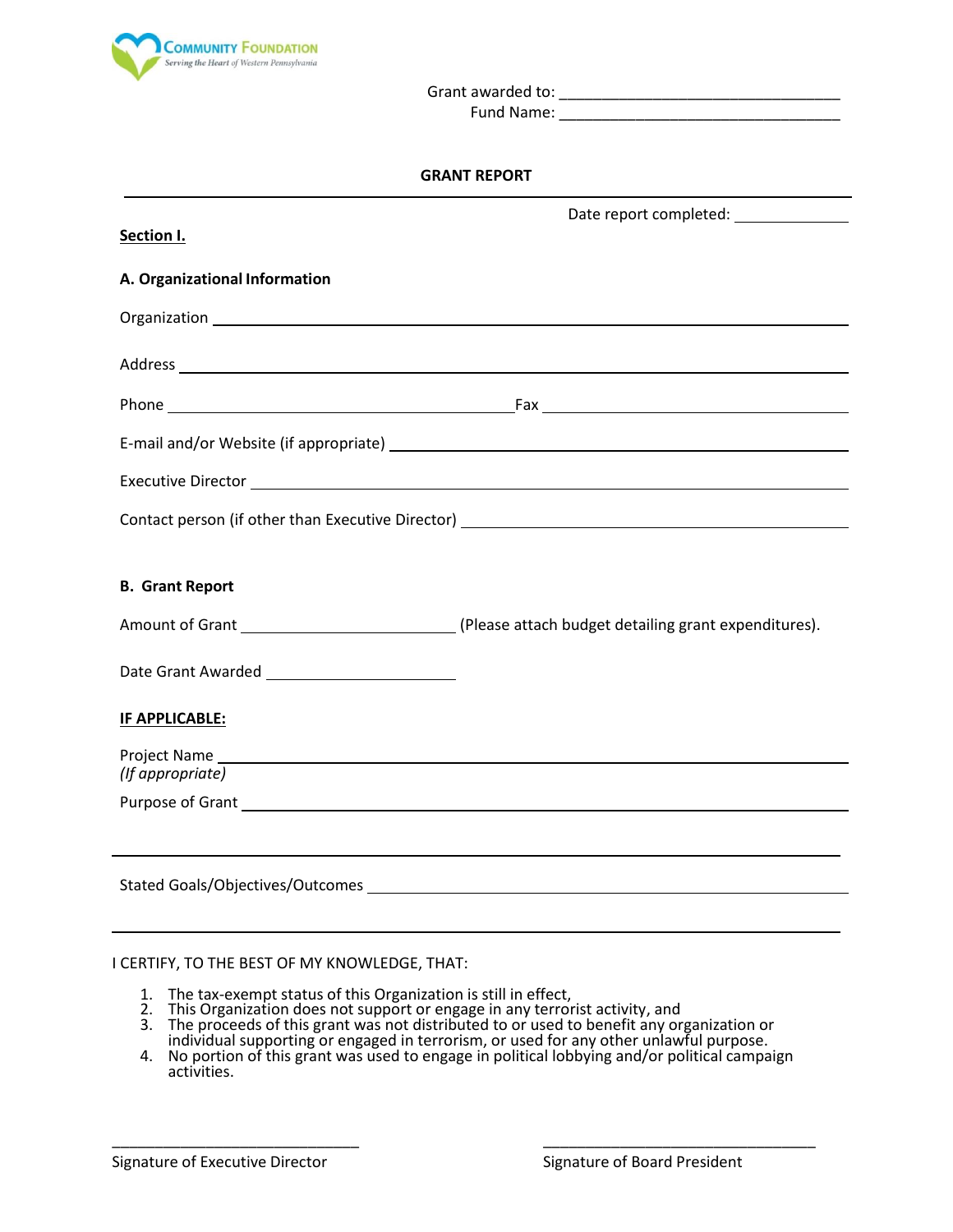COMMUNITY FOUNDATION
Serving the Heart of Western Pennsylvania

Grant awarded to: ______________________________
Fund Name: ______________________________

## GRANT REPORT

Date report completed: ____________

**Section I.**

### A. Organizational Information

Organization ______________________________

Address ______________________________

Phone ______________________________ Fax ______________________________

E-mail and/or Website (if appropriate) ______________________________

Executive Director ______________________________

Contact person (if other than Executive Director) ______________________________

### B. Grant Report

Amount of Grant ____________________ (Please attach budget detailing grant expenditures).

Date Grant Awarded ____________________

**IF APPLICABLE:**

Project Name ______________________________
*(If appropriate)*

Purpose of Grant ______________________________

______________________________

Stated Goals/Objectives/Outcomes ______________________________

______________________________

I CERTIFY, TO THE BEST OF MY KNOWLEDGE, THAT:

1. The tax-exempt status of this Organization is still in effect,
2. This Organization does not support or engage in any terrorist activity, and
3. The proceeds of this grant was not distributed to or used to benefit any organization or individual supporting or engaged in terrorism, or used for any other unlawful purpose.
4. No portion of this grant was used to engage in political lobbying and/or political campaign activities.

______________________________
Signature of Executive Director

______________________________
Signature of Board President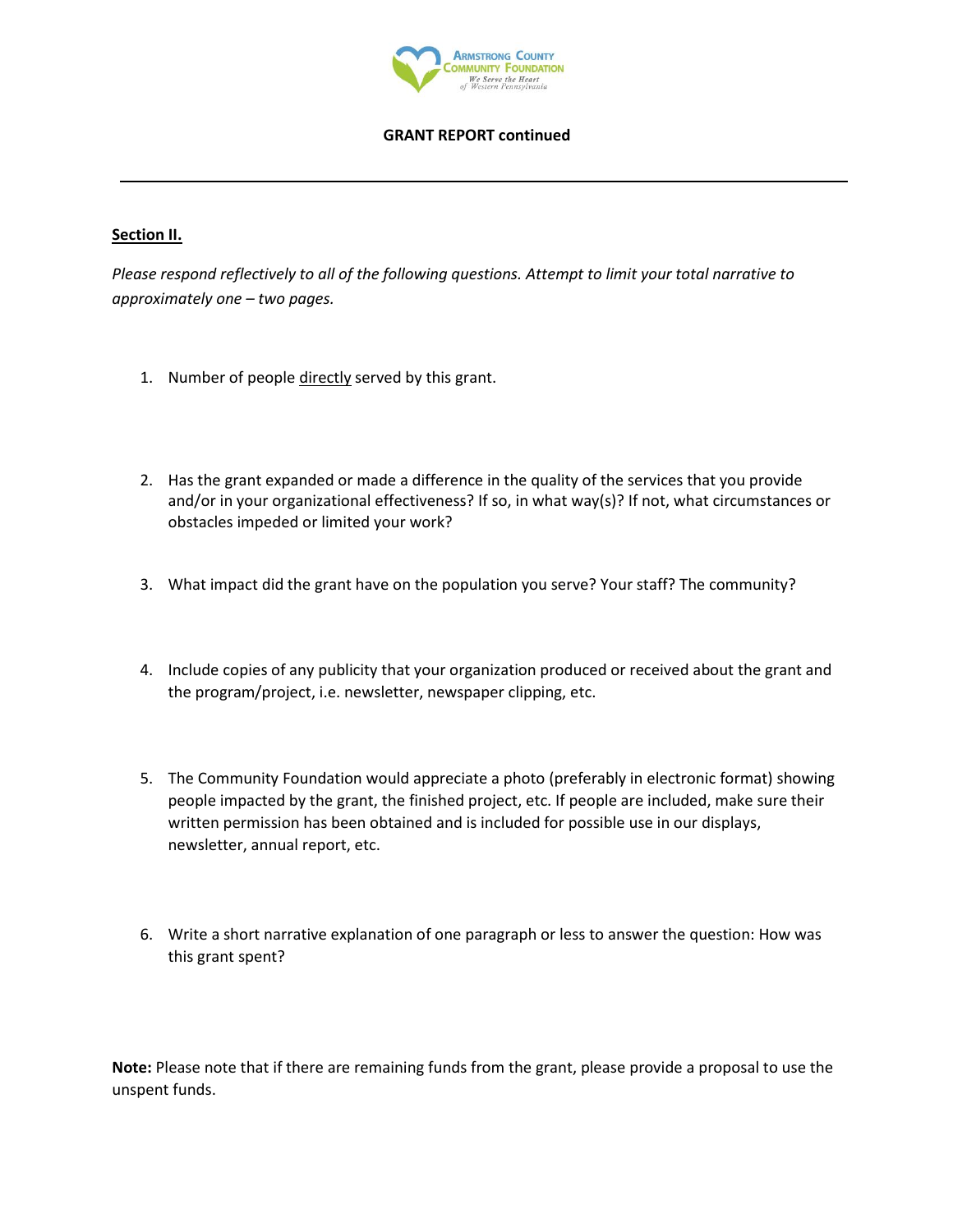**GRANT REPORT continued**

---

**Section II.**

*Please respond reflectively to all of the following questions. Attempt to limit your total narrative to approximately one – two pages.*

1. Number of people directly served by this grant.

2. Has the grant expanded or made a difference in the quality of the services that you provide and/or in your organizational effectiveness? If so, in what way(s)? If not, what circumstances or obstacles impeded or limited your work?

3. What impact did the grant have on the population you serve? Your staff? The community?

4. Include copies of any publicity that your organization produced or received about the grant and the program/project, i.e. newsletter, newspaper clipping, etc.

5. The Community Foundation would appreciate a photo (preferably in electronic format) showing people impacted by the grant, the finished project, etc. If people are included, make sure their written permission has been obtained and is included for possible use in our displays, newsletter, annual report, etc.

6. Write a short narrative explanation of one paragraph or less to answer the question: How was this grant spent?

**Note:** Please note that if there are remaining funds from the grant, please provide a proposal to use the unspent funds.